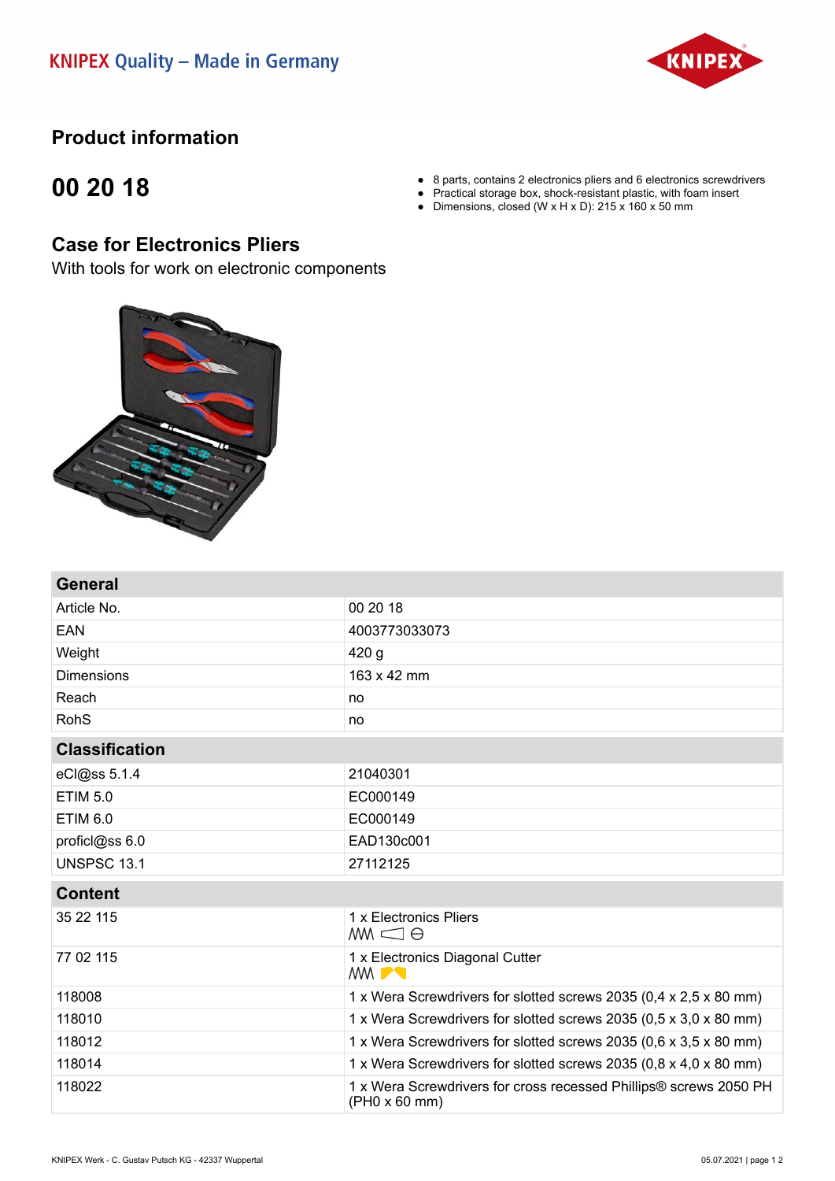KNIPEX Quality – Made in Germany

# Product information

## 00 20 18

- 8 parts, contains 2 electronics pliers and 6 electronics screwdrivers
- Practical storage box, shock-resistant plastic, with foam insert
- Dimensions, closed (W x H x D): 215 x 160 x 50 mm

## Case for Electronics Pliers

With tools for work on electronic components

| General | |
|---|---|
| Article No. | 00 20 18 |
| EAN | 4003773033073 |
| Weight | 420 g |
| Dimensions | 163 x 42 mm |
| Reach | no |
| RohS | no |

| Classification | |
|---|---|
| eCl@ss 5.1.4 | 21040301 |
| ETIM 5.0 | EC000149 |
| ETIM 6.0 | EC000149 |
| proficl@ss 6.0 | EAD130c001 |
| UNSPSC 13.1 | 27112125 |

| Content | |
|---|---|
| 35 22 115 | 1 x Electronics Pliers |
| 77 02 115 | 1 x Electronics Diagonal Cutter |
| 118008 | 1 x Wera Screwdrivers for slotted screws 2035 (0,4 x 2,5 x 80 mm) |
| 118010 | 1 x Wera Screwdrivers for slotted screws 2035 (0,5 x 3,0 x 80 mm) |
| 118012 | 1 x Wera Screwdrivers for slotted screws 2035 (0,6 x 3,5 x 80 mm) |
| 118014 | 1 x Wera Screwdrivers for slotted screws 2035 (0,8 x 4,0 x 80 mm) |
| 118022 | 1 x Wera Screwdrivers for cross recessed Phillips® screws 2050 PH (PH0 x 60 mm) |

KNIPEX Werk - C. Gustav Putsch KG - 42337 Wuppertal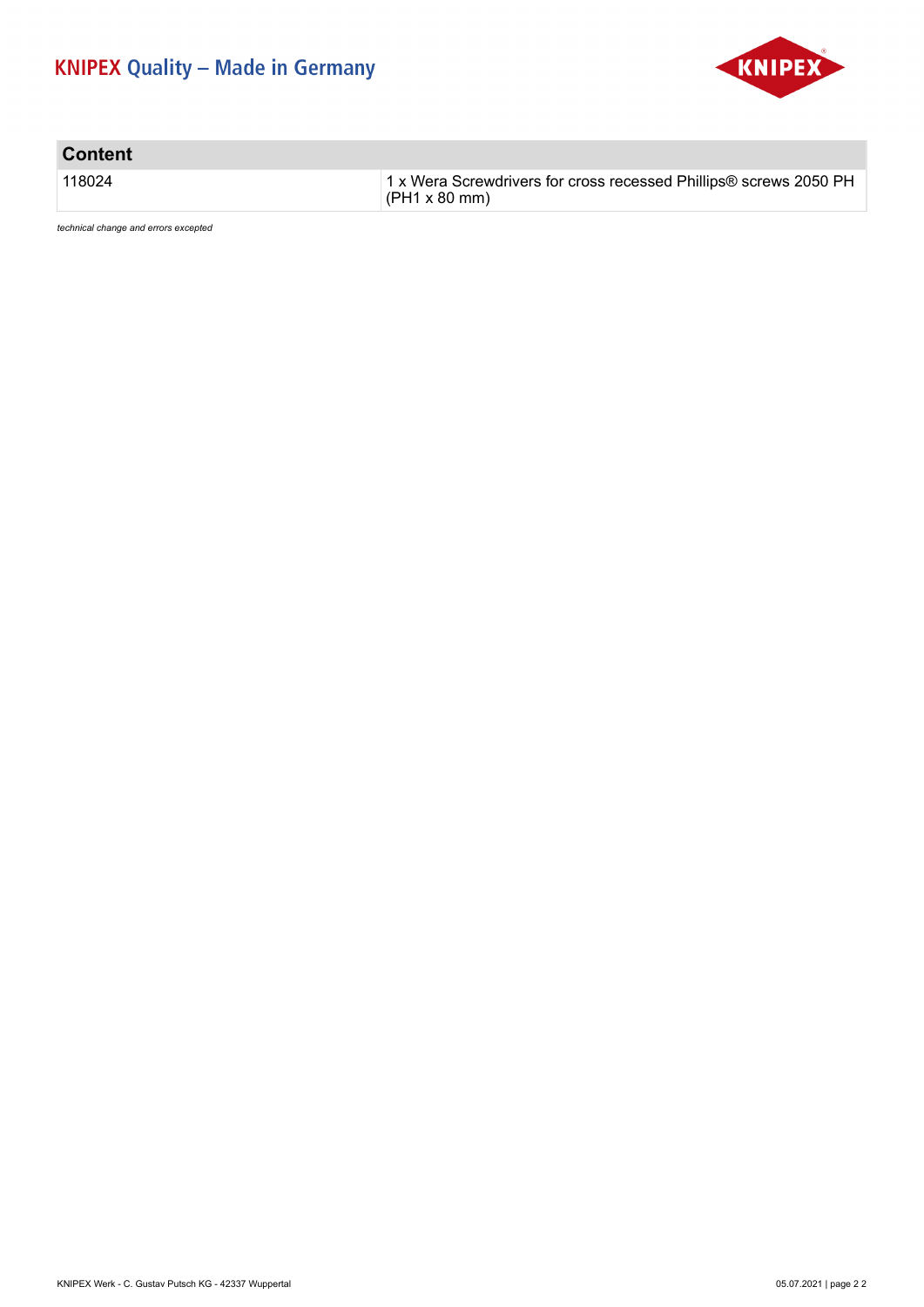| Content | |
| --- | --- |
| 118024 | 1 x Wera Screwdrivers for cross recessed Phillips® screws 2050 PH (PH1 x 80 mm) |

*technical change and errors excepted*